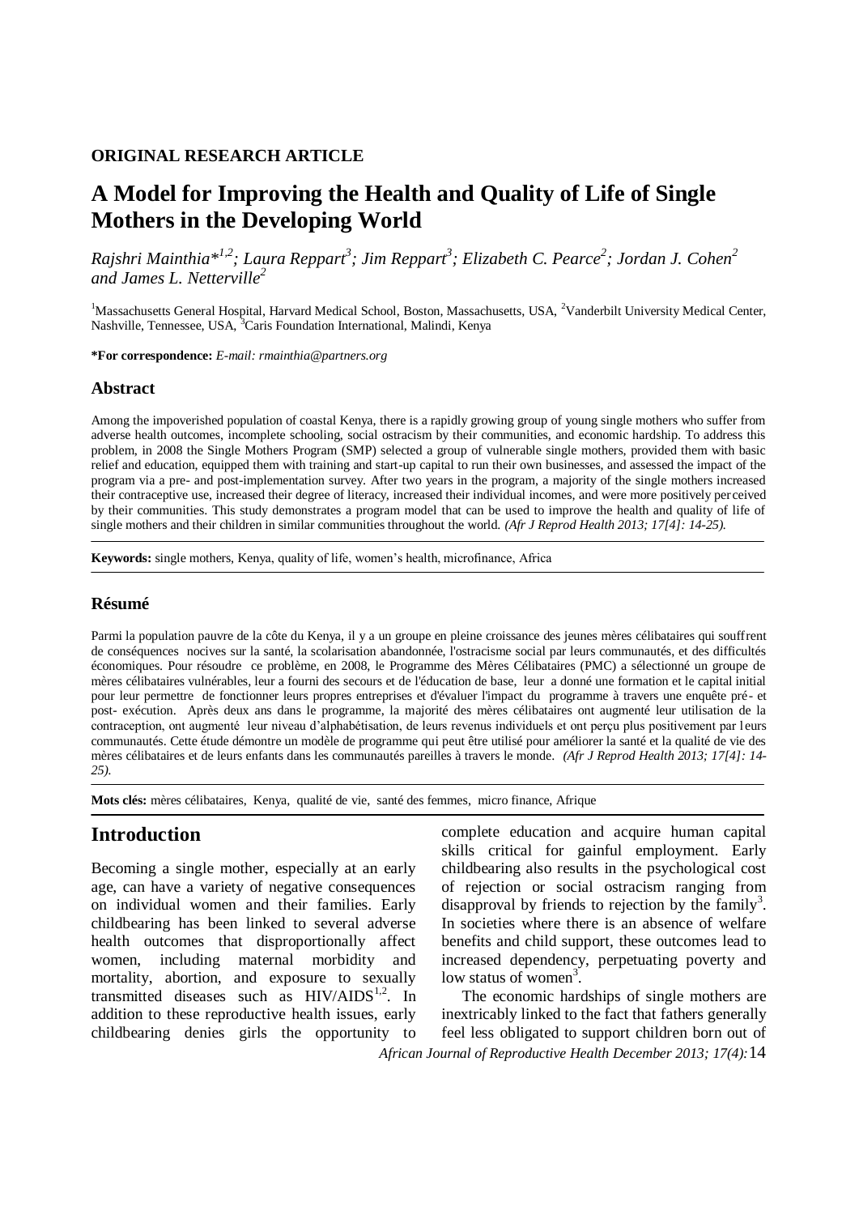**ORIGINAL RESEARCH ARTICLE**

# A Model for Improving the Health and Quality of Life of Single Mothers in the Developing World

*Rajshri Mainthia*[1,2]; Laura Reppart[3]; Jim Reppart[3]; Elizabeth C. Pearce[2]; Jordan J. Cohen[2] and James L. Netterville[2]*

[1]Massachusetts General Hospital, Harvard Medical School, Boston, Massachusetts, USA, [2]Vanderbilt University Medical Center, Nashville, Tennessee, USA, [3]Caris Foundation International, Malindi, Kenya

**\*For correspondence:** *E-mail: rmainthia@partners.org*

## Abstract

Among the impoverished population of coastal Kenya, there is a rapidly growing group of young single mothers who suffer from adverse health outcomes, incomplete schooling, social ostracism by their communities, and economic hardship. To address this problem, in 2008 the Single Mothers Program (SMP) selected a group of vulnerable single mothers, provided them with basic relief and education, equipped them with training and start-up capital to run their own businesses, and assessed the impact of the program via a pre- and post-implementation survey. After two years in the program, a majority of the single mothers increased their contraceptive use, increased their degree of literacy, increased their individual incomes, and were more positively perceived by their communities. This study demonstrates a program model that can be used to improve the health and quality of life of single mothers and their children in similar communities throughout the world. *(Afr J Reprod Health 2013; 17[4]: 14-25).*

**Keywords:** single mothers, Kenya, quality of life, women's health, microfinance, Africa

## Résumé

Parmi la population pauvre de la côte du Kenya, il y a un groupe en pleine croissance des jeunes mères célibataires qui souffrent de conséquences nocives sur la santé, la scolarisation abandonnée, l'ostracisme social par leurs communautés, et des difficultés économiques. Pour résoudre ce problème, en 2008, le Programme des Mères Célibataires (PMC) a sélectionné un groupe de mères célibataires vulnérables, leur a fourni des secours et de l'éducation de base, leur a donné une formation et le capital initial pour leur permettre de fonctionner leurs propres entreprises et d'évaluer l'impact du programme à travers une enquête pré- et post- exécution. Après deux ans dans le programme, la majorité des mères célibataires ont augmenté leur utilisation de la contraception, ont augmenté leur niveau d'alphabétisation, de leurs revenus individuels et ont perçu plus positivement par leurs communautés. Cette étude démontre un modèle de programme qui peut être utilisé pour améliorer la santé et la qualité de vie des mères célibataires et de leurs enfants dans les communautés pareilles à travers le monde. *(Afr J Reprod Health 2013; 17[4]: 14-25).*

**Mots clés:** mères célibataires, Kenya, qualité de vie, santé des femmes, micro finance, Afrique

## Introduction

Becoming a single mother, especially at an early age, can have a variety of negative consequences on individual women and their families. Early childbearing has been linked to several adverse health outcomes that disproportionally affect women, including maternal morbidity and mortality, abortion, and exposure to sexually transmitted diseases such as HIV/AIDS[1,2]. In addition to these reproductive health issues, early childbearing denies girls the opportunity to complete education and acquire human capital skills critical for gainful employment. Early childbearing also results in the psychological cost of rejection or social ostracism ranging from disapproval by friends to rejection by the family[3]. In societies where there is an absence of welfare benefits and child support, these outcomes lead to increased dependency, perpetuating poverty and low status of women[3].

The economic hardships of single mothers are inextricably linked to the fact that fathers generally feel less obligated to support children born out of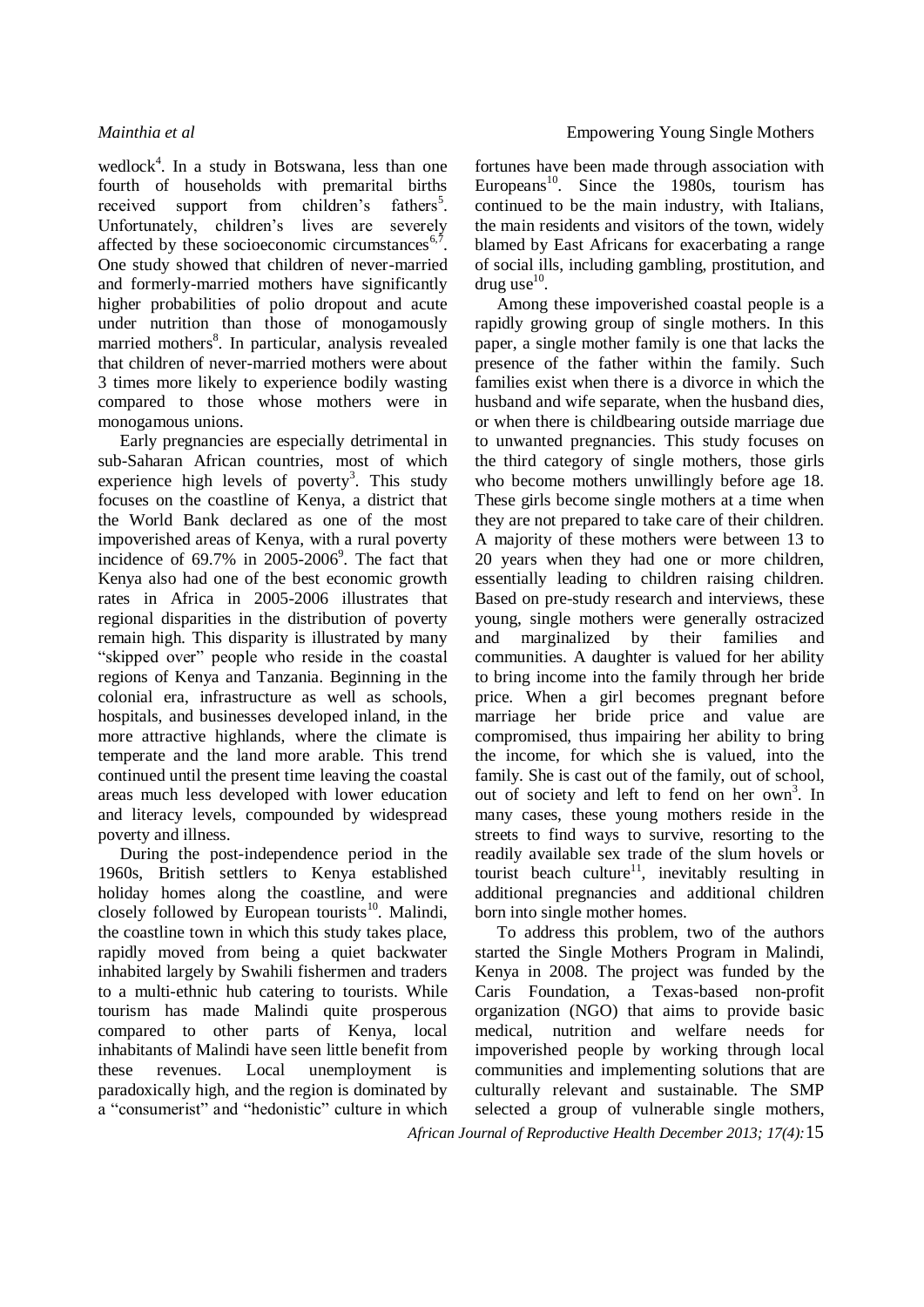wedlock[4]. In a study in Botswana, less than one fourth of households with premarital births received support from children's fathers[5]. Unfortunately, children's lives are severely affected by these socioeconomic circumstances[6,7]. One study showed that children of never-married and formerly-married mothers have significantly higher probabilities of polio dropout and acute under nutrition than those of monogamously married mothers[8]. In particular, analysis revealed that children of never-married mothers were about 3 times more likely to experience bodily wasting compared to those whose mothers were in monogamous unions.

Early pregnancies are especially detrimental in sub-Saharan African countries, most of which experience high levels of poverty[3]. This study focuses on the coastline of Kenya, a district that the World Bank declared as one of the most impoverished areas of Kenya, with a rural poverty incidence of 69.7% in 2005-2006[9]. The fact that Kenya also had one of the best economic growth rates in Africa in 2005-2006 illustrates that regional disparities in the distribution of poverty remain high. This disparity is illustrated by many "skipped over" people who reside in the coastal regions of Kenya and Tanzania. Beginning in the colonial era, infrastructure as well as schools, hospitals, and businesses developed inland, in the more attractive highlands, where the climate is temperate and the land more arable. This trend continued until the present time leaving the coastal areas much less developed with lower education and literacy levels, compounded by widespread poverty and illness.

During the post-independence period in the 1960s, British settlers to Kenya established holiday homes along the coastline, and were closely followed by European tourists[10]. Malindi, the coastline town in which this study takes place, rapidly moved from being a quiet backwater inhabited largely by Swahili fishermen and traders to a multi-ethnic hub catering to tourists. While tourism has made Malindi quite prosperous compared to other parts of Kenya, local inhabitants of Malindi have seen little benefit from these revenues. Local unemployment is paradoxically high, and the region is dominated by a "consumerist" and "hedonistic" culture in which fortunes have been made through association with Europeans[10]. Since the 1980s, tourism has continued to be the main industry, with Italians, the main residents and visitors of the town, widely blamed by East Africans for exacerbating a range of social ills, including gambling, prostitution, and drug use[10].

Among these impoverished coastal people is a rapidly growing group of single mothers. In this paper, a single mother family is one that lacks the presence of the father within the family. Such families exist when there is a divorce in which the husband and wife separate, when the husband dies, or when there is childbearing outside marriage due to unwanted pregnancies. This study focuses on the third category of single mothers, those girls who become mothers unwillingly before age 18. These girls become single mothers at a time when they are not prepared to take care of their children. A majority of these mothers were between 13 to 20 years when they had one or more children, essentially leading to children raising children. Based on pre-study research and interviews, these young, single mothers were generally ostracized and marginalized by their families and communities. A daughter is valued for her ability to bring income into the family through her bride price. When a girl becomes pregnant before marriage her bride price and value are compromised, thus impairing her ability to bring the income, for which she is valued, into the family. She is cast out of the family, out of school, out of society and left to fend on her own[3]. In many cases, these young mothers reside in the streets to find ways to survive, resorting to the readily available sex trade of the slum hovels or tourist beach culture[11], inevitably resulting in additional pregnancies and additional children born into single mother homes.

To address this problem, two of the authors started the Single Mothers Program in Malindi, Kenya in 2008. The project was funded by the Caris Foundation, a Texas-based non-profit organization (NGO) that aims to provide basic medical, nutrition and welfare needs for impoverished people by working through local communities and implementing solutions that are culturally relevant and sustainable. The SMP selected a group of vulnerable single mothers,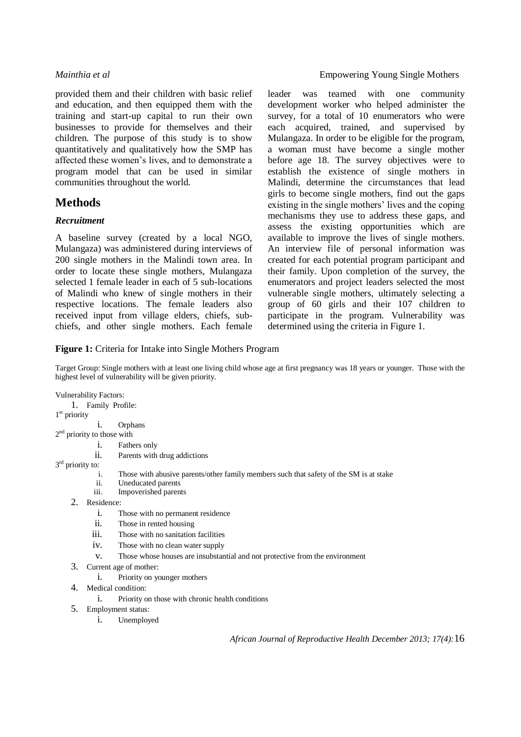provided them and their children with basic relief and education, and then equipped them with the training and start-up capital to run their own businesses to provide for themselves and their children. The purpose of this study is to show quantitatively and qualitatively how the SMP has affected these women's lives, and to demonstrate a program model that can be used in similar communities throughout the world.

## Methods

### *Recruitment*

A baseline survey (created by a local NGO, Mulangaza) was administered during interviews of 200 single mothers in the Malindi town area. In order to locate these single mothers, Mulangaza selected 1 female leader in each of 5 sub-locations of Malindi who knew of single mothers in their respective locations. The female leaders also received input from village elders, chiefs, sub-chiefs, and other single mothers. Each female leader was teamed with one community development worker who helped administer the survey, for a total of 10 enumerators who were each acquired, trained, and supervised by Mulangaza. In order to be eligible for the program, a woman must have become a single mother before age 18. The survey objectives were to establish the existence of single mothers in Malindi, determine the circumstances that lead girls to become single mothers, find out the gaps existing in the single mothers' lives and the coping mechanisms they use to address these gaps, and assess the existing opportunities which are available to improve the lives of single mothers. An interview file of personal information was created for each potential program participant and their family. Upon completion of the survey, the enumerators and project leaders selected the most vulnerable single mothers, ultimately selecting a group of 60 girls and their 107 children to participate in the program. Vulnerability was determined using the criteria in Figure 1.

**Figure 1:** Criteria for Intake into Single Mothers Program

Target Group: Single mothers with at least one living child whose age at first pregnancy was 18 years or younger. Those with the highest level of vulnerability will be given priority.

Vulnerability Factors:

1. Family Profile:

1st priority

- i. Orphans

2nd priority to those with

- i. Fathers only
- ii. Parents with drug addictions

3rd priority to:

- i. Those with abusive parents/other family members such that safety of the SM is at stake
- ii. Uneducated parents
- iii. Impoverished parents

2. Residence:
   - i. Those with no permanent residence
   - ii. Those in rented housing
   - iii. Those with no sanitation facilities
   - iv. Those with no clean water supply
   - v. Those whose houses are insubstantial and not protective from the environment
3. Current age of mother:
   - i. Priority on younger mothers
4. Medical condition:
   - i. Priority on those with chronic health conditions
5. Employment status:
   - i. Unemployed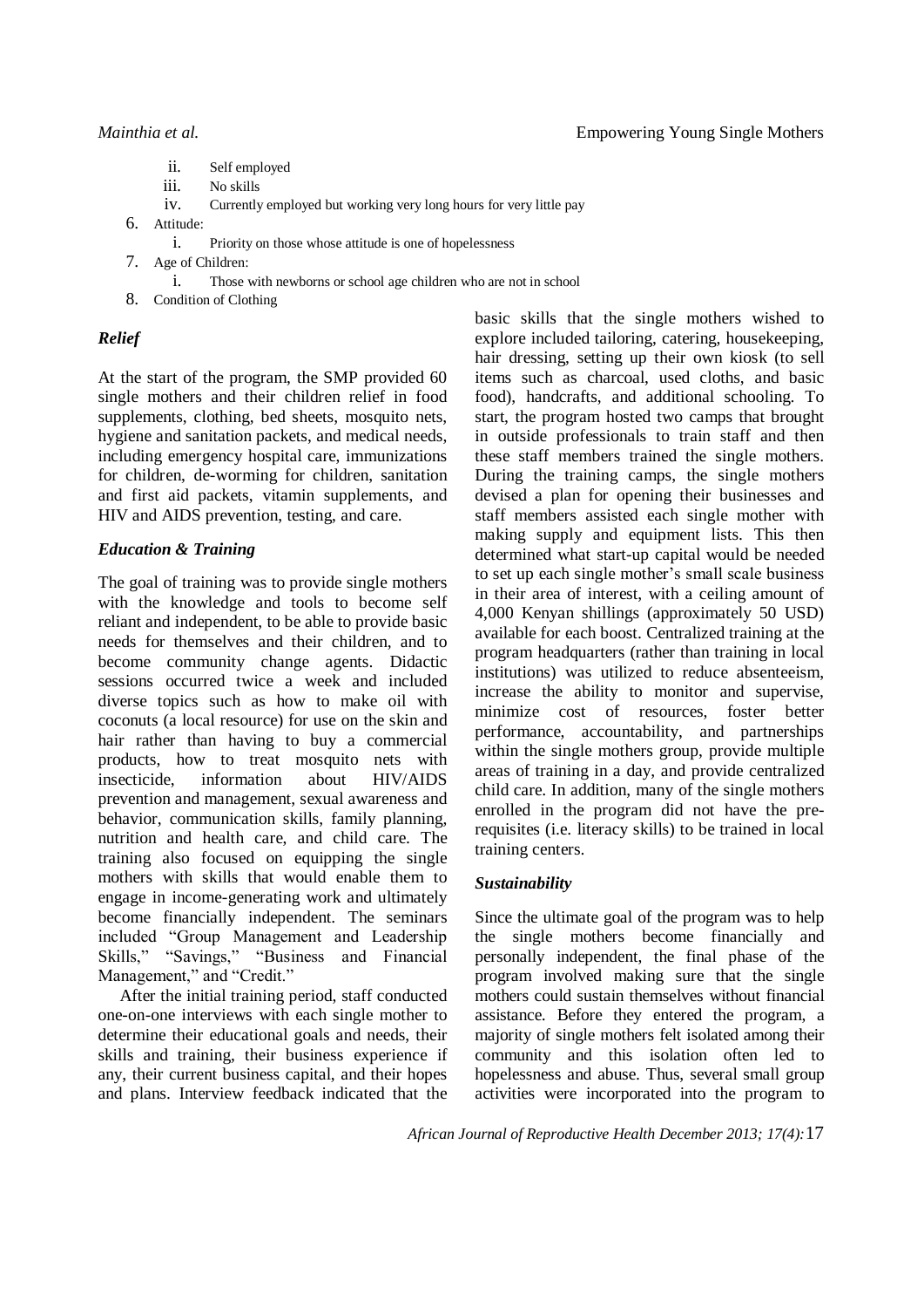ii. Self employed
   iii. No skills
   iv. Currently employed but working very long hours for very little pay
6. Attitude:
   i. Priority on those whose attitude is one of hopelessness
7. Age of Children:
   i. Those with newborns or school age children who are not in school
8. Condition of Clothing

### *Relief*

At the start of the program, the SMP provided 60 single mothers and their children relief in food supplements, clothing, bed sheets, mosquito nets, hygiene and sanitation packets, and medical needs, including emergency hospital care, immunizations for children, de-worming for children, sanitation and first aid packets, vitamin supplements, and HIV and AIDS prevention, testing, and care.

### *Education & Training*

The goal of training was to provide single mothers with the knowledge and tools to become self reliant and independent, to be able to provide basic needs for themselves and their children, and to become community change agents. Didactic sessions occurred twice a week and included diverse topics such as how to make oil with coconuts (a local resource) for use on the skin and hair rather than having to buy a commercial products, how to treat mosquito nets with insecticide, information about HIV/AIDS prevention and management, sexual awareness and behavior, communication skills, family planning, nutrition and health care, and child care. The training also focused on equipping the single mothers with skills that would enable them to engage in income-generating work and ultimately become financially independent. The seminars included "Group Management and Leadership Skills," "Savings," "Business and Financial Management," and "Credit."

After the initial training period, staff conducted one-on-one interviews with each single mother to determine their educational goals and needs, their skills and training, their business experience if any, their current business capital, and their hopes and plans. Interview feedback indicated that the basic skills that the single mothers wished to explore included tailoring, catering, housekeeping, hair dressing, setting up their own kiosk (to sell items such as charcoal, used cloths, and basic food), handcrafts, and additional schooling. To start, the program hosted two camps that brought in outside professionals to train staff and then these staff members trained the single mothers. During the training camps, the single mothers devised a plan for opening their businesses and staff members assisted each single mother with making supply and equipment lists. This then determined what start-up capital would be needed to set up each single mother's small scale business in their area of interest, with a ceiling amount of 4,000 Kenyan shillings (approximately 50 USD) available for each boost. Centralized training at the program headquarters (rather than training in local institutions) was utilized to reduce absenteeism, increase the ability to monitor and supervise, minimize cost of resources, foster better performance, accountability, and partnerships within the single mothers group, provide multiple areas of training in a day, and provide centralized child care. In addition, many of the single mothers enrolled in the program did not have the pre-requisites (i.e. literacy skills) to be trained in local training centers.

### *Sustainability*

Since the ultimate goal of the program was to help the single mothers become financially and personally independent, the final phase of the program involved making sure that the single mothers could sustain themselves without financial assistance. Before they entered the program, a majority of single mothers felt isolated among their community and this isolation often led to hopelessness and abuse. Thus, several small group activities were incorporated into the program to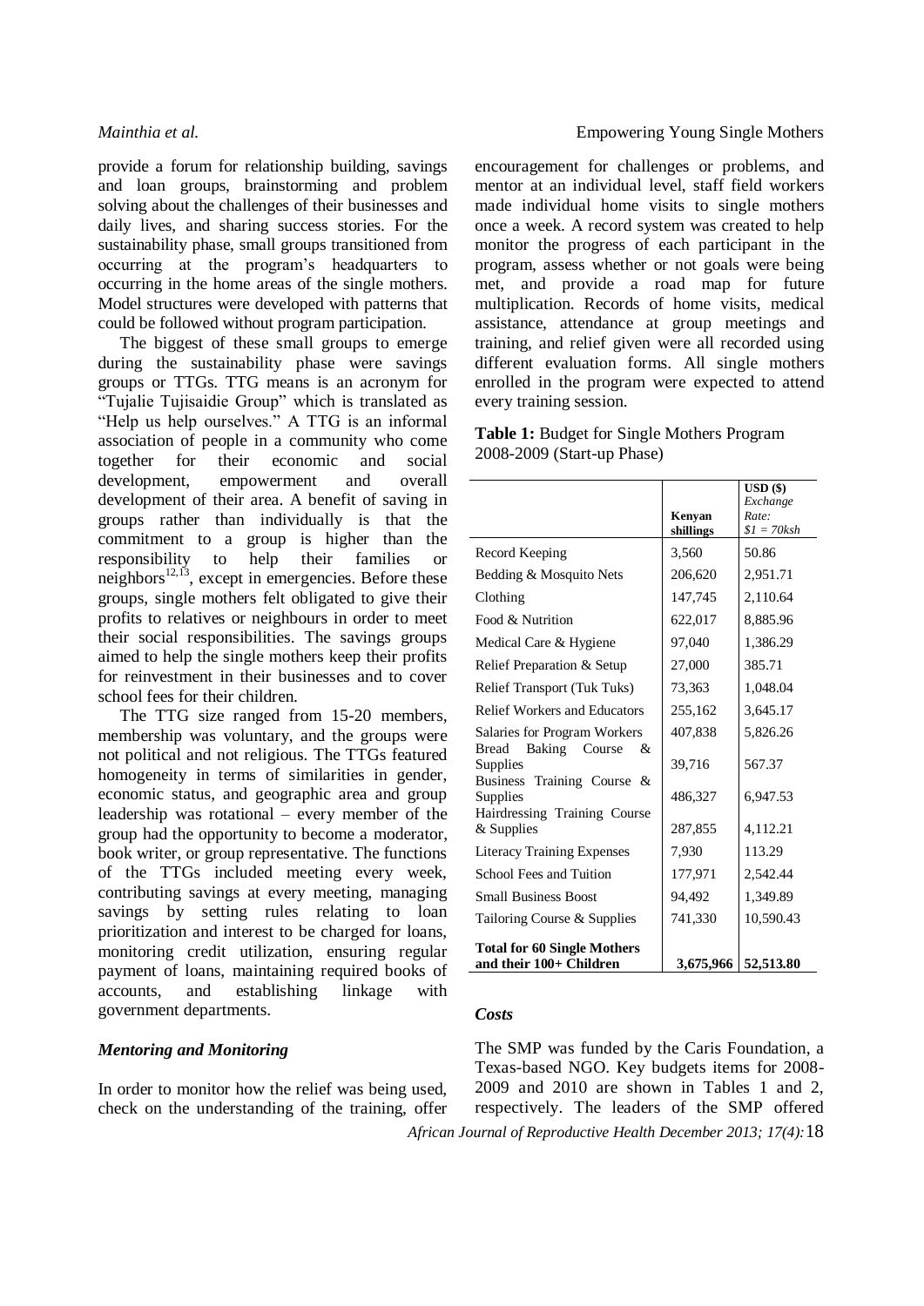provide a forum for relationship building, savings and loan groups, brainstorming and problem solving about the challenges of their businesses and daily lives, and sharing success stories. For the sustainability phase, small groups transitioned from occurring at the program's headquarters to occurring in the home areas of the single mothers. Model structures were developed with patterns that could be followed without program participation.

The biggest of these small groups to emerge during the sustainability phase were savings groups or TTGs. TTG means is an acronym for "Tujalie Tujisaidie Group" which is translated as "Help us help ourselves." A TTG is an informal association of people in a community who come together for their economic and social development, empowerment and overall development of their area. A benefit of saving in groups rather than individually is that the commitment to a group is higher than the responsibility to help their families or neighbors[12,13], except in emergencies. Before these groups, single mothers felt obligated to give their profits to relatives or neighbours in order to meet their social responsibilities. The savings groups aimed to help the single mothers keep their profits for reinvestment in their businesses and to cover school fees for their children.

The TTG size ranged from 15-20 members, membership was voluntary, and the groups were not political and not religious. The TTGs featured homogeneity in terms of similarities in gender, economic status, and geographic area and group leadership was rotational – every member of the group had the opportunity to become a moderator, book writer, or group representative. The functions of the TTGs included meeting every week, contributing savings at every meeting, managing savings by setting rules relating to loan prioritization and interest to be charged for loans, monitoring credit utilization, ensuring regular payment of loans, maintaining required books of accounts, and establishing linkage with government departments.

### *Mentoring and Monitoring*

In order to monitor how the relief was being used, check on the understanding of the training, offer encouragement for challenges or problems, and mentor at an individual level, staff field workers made individual home visits to single mothers once a week. A record system was created to help monitor the progress of each participant in the program, assess whether or not goals were being met, and provide a road map for future multiplication. Records of home visits, medical assistance, attendance at group meetings and training, and relief given were all recorded using different evaluation forms. All single mothers enrolled in the program were expected to attend every training session.

**Table 1:** Budget for Single Mothers Program 2008-2009 (Start-up Phase)

| | **Kenyan shillings** | **USD ($)** *Exchange Rate: $1 = 70ksh* |
|---|---|---|
| Record Keeping | 3,560 | 50.86 |
| Bedding & Mosquito Nets | 206,620 | 2,951.71 |
| Clothing | 147,745 | 2,110.64 |
| Food & Nutrition | 622,017 | 8,885.96 |
| Medical Care & Hygiene | 97,040 | 1,386.29 |
| Relief Preparation & Setup | 27,000 | 385.71 |
| Relief Transport (Tuk Tuks) | 73,363 | 1,048.04 |
| Relief Workers and Educators | 255,162 | 3,645.17 |
| Salaries for Program Workers | 407,838 | 5,826.26 |
| Bread Baking Course & Supplies | 39,716 | 567.37 |
| Business Training Course & Supplies | 486,327 | 6,947.53 |
| Hairdressing Training Course & Supplies | 287,855 | 4,112.21 |
| Literacy Training Expenses | 7,930 | 113.29 |
| School Fees and Tuition | 177,971 | 2,542.44 |
| Small Business Boost | 94,492 | 1,349.89 |
| Tailoring Course & Supplies | 741,330 | 10,590.43 |
| **Total for 60 Single Mothers and their 100+ Children** | **3,675,966** | **52,513.80** |

### *Costs*

The SMP was funded by the Caris Foundation, a Texas-based NGO. Key budgets items for 2008-2009 and 2010 are shown in Tables 1 and 2, respectively. The leaders of the SMP offered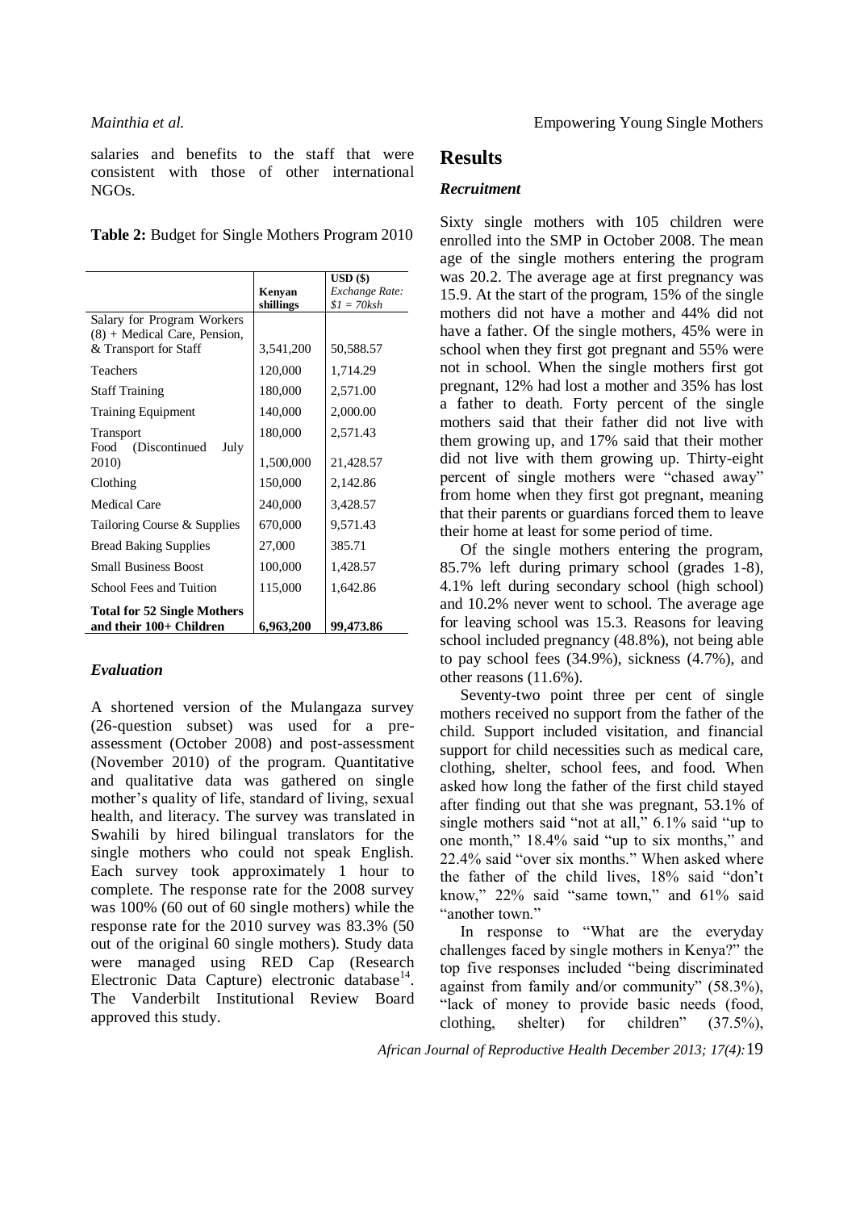salaries and benefits to the staff that were consistent with those of other international NGOs.

**Table 2:** Budget for Single Mothers Program 2010

| | Kenyan shillings | USD ($) *Exchange Rate: $1 = 70ksh* |
|---|---|---|
| Salary for Program Workers (8) + Medical Care, Pension, & Transport for Staff | 3,541,200 | 50,588.57 |
| Teachers | 120,000 | 1,714.29 |
| Staff Training | 180,000 | 2,571.00 |
| Training Equipment | 140,000 | 2,000.00 |
| Transport | 180,000 | 2,571.43 |
| Food (Discontinued July 2010) | 1,500,000 | 21,428.57 |
| Clothing | 150,000 | 2,142.86 |
| Medical Care | 240,000 | 3,428.57 |
| Tailoring Course & Supplies | 670,000 | 9,571.43 |
| Bread Baking Supplies | 27,000 | 385.71 |
| Small Business Boost | 100,000 | 1,428.57 |
| School Fees and Tuition | 115,000 | 1,642.86 |
| **Total for 52 Single Mothers and their 100+ Children** | **6,963,200** | **99,473.86** |

### *Evaluation*

A shortened version of the Mulangaza survey (26-question subset) was used for a pre-assessment (October 2008) and post-assessment (November 2010) of the program. Quantitative and qualitative data was gathered on single mother's quality of life, standard of living, sexual health, and literacy. The survey was translated in Swahili by hired bilingual translators for the single mothers who could not speak English. Each survey took approximately 1 hour to complete. The response rate for the 2008 survey was 100% (60 out of 60 single mothers) while the response rate for the 2010 survey was 83.3% (50 out of the original 60 single mothers). Study data were managed using RED Cap (Research Electronic Data Capture) electronic database[14]. The Vanderbilt Institutional Review Board approved this study.

## Results

### *Recruitment*

Sixty single mothers with 105 children were enrolled into the SMP in October 2008. The mean age of the single mothers entering the program was 20.2. The average age at first pregnancy was 15.9. At the start of the program, 15% of the single mothers did not have a mother and 44% did not have a father. Of the single mothers, 45% were in school when they first got pregnant and 55% were not in school. When the single mothers first got pregnant, 12% had lost a mother and 35% has lost a father to death. Forty percent of the single mothers said that their father did not live with them growing up, and 17% said that their mother did not live with them growing up. Thirty-eight percent of single mothers were "chased away" from home when they first got pregnant, meaning that their parents or guardians forced them to leave their home at least for some period of time.

Of the single mothers entering the program, 85.7% left during primary school (grades 1-8), 4.1% left during secondary school (high school) and 10.2% never went to school. The average age for leaving school was 15.3. Reasons for leaving school included pregnancy (48.8%), not being able to pay school fees (34.9%), sickness (4.7%), and other reasons (11.6%).

Seventy-two point three per cent of single mothers received no support from the father of the child. Support included visitation, and financial support for child necessities such as medical care, clothing, shelter, school fees, and food. When asked how long the father of the first child stayed after finding out that she was pregnant, 53.1% of single mothers said "not at all," 6.1% said "up to one month," 18.4% said "up to six months," and 22.4% said "over six months." When asked where the father of the child lives, 18% said "don't know," 22% said "same town," and 61% said "another town."

In response to "What are the everyday challenges faced by single mothers in Kenya?" the top five responses included "being discriminated against from family and/or community" (58.3%), "lack of money to provide basic needs (food, clothing, shelter) for children" (37.5%),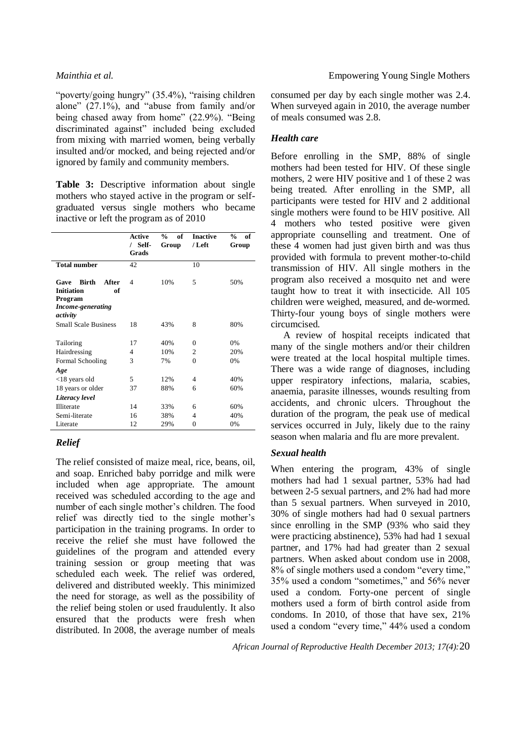"poverty/going hungry" (35.4%), "raising children alone" (27.1%), and "abuse from family and/or being chased away from home" (22.9%). "Being discriminated against" included being excluded from mixing with married women, being verbally insulted and/or mocked, and being rejected and/or ignored by family and community members.

**Table 3:** Descriptive information about single mothers who stayed active in the program or self-graduated versus single mothers who became inactive or left the program as of 2010

| | Active / Self-Grads | % of Group | Inactive / Left | % of Group |
|---|---|---|---|---|
| **Total number** | 42 | | 10 | |
| **Gave Birth After Initiation of Program** | 4 | 10% | 5 | 50% |
| ***Income-generating activity*** | | | | |
| Small Scale Business | 18 | 43% | 8 | 80% |
| Tailoring | 17 | 40% | 0 | 0% |
| Hairdressing | 4 | 10% | 2 | 20% |
| Formal Schooling | 3 | 7% | 0 | 0% |
| ***Age*** | | | | |
| <18 years old | 5 | 12% | 4 | 40% |
| 18 years or older | 37 | 88% | 6 | 60% |
| ***Literacy level*** | | | | |
| Illiterate | 14 | 33% | 6 | 60% |
| Semi-literate | 16 | 38% | 4 | 40% |
| Literate | 12 | 29% | 0 | 0% |

### *Relief*

The relief consisted of maize meal, rice, beans, oil, and soap. Enriched baby porridge and milk were included when age appropriate. The amount received was scheduled according to the age and number of each single mother's children. The food relief was directly tied to the single mother's participation in the training programs. In order to receive the relief she must have followed the guidelines of the program and attended every training session or group meeting that was scheduled each week. The relief was ordered, delivered and distributed weekly. This minimized the need for storage, as well as the possibility of the relief being stolen or used fraudulently. It also ensured that the products were fresh when distributed. In 2008, the average number of meals consumed per day by each single mother was 2.4. When surveyed again in 2010, the average number of meals consumed was 2.8.

### *Health care*

Before enrolling in the SMP, 88% of single mothers had been tested for HIV. Of these single mothers, 2 were HIV positive and 1 of these 2 was being treated. After enrolling in the SMP, all participants were tested for HIV and 2 additional single mothers were found to be HIV positive. All 4 mothers who tested positive were given appropriate counselling and treatment. One of these 4 women had just given birth and was thus provided with formula to prevent mother-to-child transmission of HIV. All single mothers in the program also received a mosquito net and were taught how to treat it with insecticide. All 105 children were weighed, measured, and de-wormed. Thirty-four young boys of single mothers were circumcised.

A review of hospital receipts indicated that many of the single mothers and/or their children were treated at the local hospital multiple times. There was a wide range of diagnoses, including upper respiratory infections, malaria, scabies, anaemia, parasite illnesses, wounds resulting from accidents, and chronic ulcers. Throughout the duration of the program, the peak use of medical services occurred in July, likely due to the rainy season when malaria and flu are more prevalent.

### *Sexual health*

When entering the program, 43% of single mothers had had 1 sexual partner, 53% had had between 2-5 sexual partners, and 2% had had more than 5 sexual partners. When surveyed in 2010, 30% of single mothers had had 0 sexual partners since enrolling in the SMP (93% who said they were practicing abstinence), 53% had had 1 sexual partner, and 17% had had greater than 2 sexual partners. When asked about condom use in 2008, 8% of single mothers used a condom "every time," 35% used a condom "sometimes," and 56% never used a condom. Forty-one percent of single mothers used a form of birth control aside from condoms. In 2010, of those that have sex, 21% used a condom "every time," 44% used a condom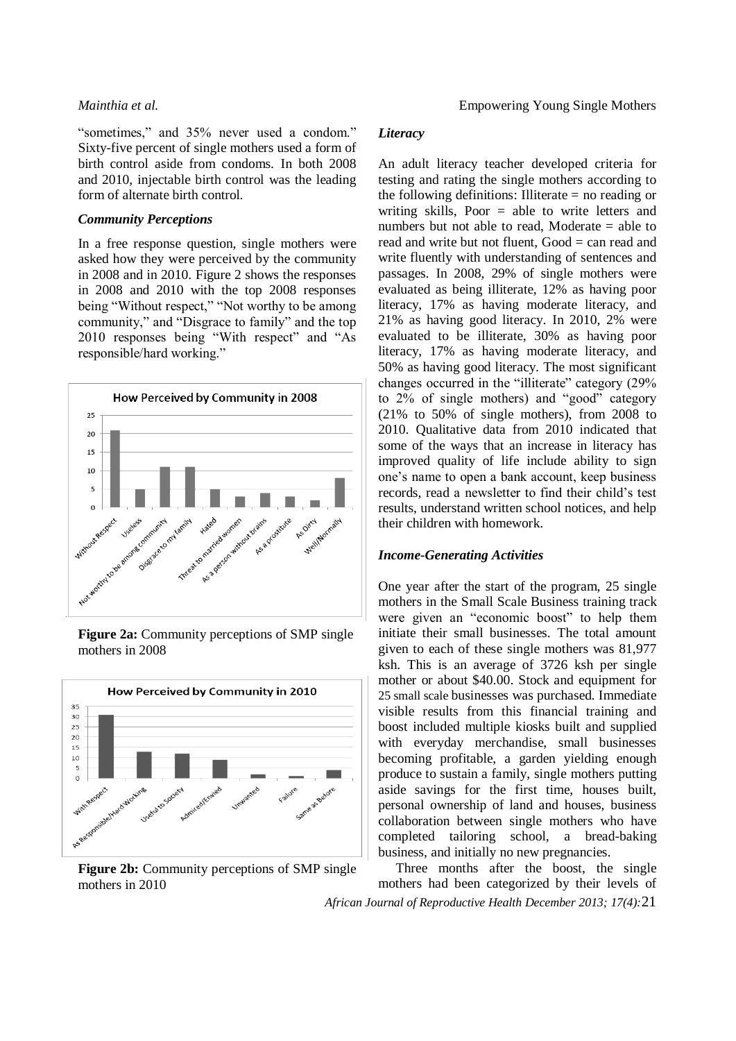"sometimes," and 35% never used a condom." Sixty-five percent of single mothers used a form of birth control aside from condoms. In both 2008 and 2010, injectable birth control was the leading form of alternate birth control.

### *Community Perceptions*

In a free response question, single mothers were asked how they were perceived by the community in 2008 and in 2010. Figure 2 shows the responses in 2008 and 2010 with the top 2008 responses being "Without respect," "Not worthy to be among community," and "Disgrace to family" and the top 2010 responses being "With respect" and "As responsible/hard working."

How Perceived by Community in 2008

25
20
15
10
5
0

Without Respect
Useless
Not worthy to be among community
Disgrace to my family
Hated
Threat to married women
As a person without brains
As a prostitute
As Dirty
Well/Normally

**Figure 2a:** Community perceptions of SMP single mothers in 2008

How Perceived by Community in 2010

35
30
25
20
15
10
5
0

With Respect
As Responsible/Hard Working
Useful to Society
Admired/Envied
Unwanted
Failure
Same as Before

**Figure 2b:** Community perceptions of SMP single mothers in 2010

### *Literacy*

An adult literacy teacher developed criteria for testing and rating the single mothers according to the following definitions: Illiterate = no reading or writing skills, Poor = able to write letters and numbers but not able to read, Moderate = able to read and write but not fluent, Good = can read and write fluently with understanding of sentences and passages. In 2008, 29% of single mothers were evaluated as being illiterate, 12% as having poor literacy, 17% as having moderate literacy, and 21% as having good literacy. In 2010, 2% were evaluated to be illiterate, 30% as having poor literacy, 17% as having moderate literacy, and 50% as having good literacy. The most significant changes occurred in the "illiterate" category (29% to 2% of single mothers) and "good" category (21% to 50% of single mothers), from 2008 to 2010. Qualitative data from 2010 indicated that some of the ways that an increase in literacy has improved quality of life include ability to sign one's name to open a bank account, keep business records, read a newsletter to find their child's test results, understand written school notices, and help their children with homework.

### *Income-Generating Activities*

One year after the start of the program, 25 single mothers in the Small Scale Business training track were given an "economic boost" to help them initiate their small businesses. The total amount given to each of these single mothers was 81,977 ksh. This is an average of 3726 ksh per single mother or about $40.00. Stock and equipment for 25 small scale businesses was purchased. Immediate visible results from this financial training and boost included multiple kiosks built and supplied with everyday merchandise, small businesses becoming profitable, a garden yielding enough produce to sustain a family, single mothers putting aside savings for the first time, houses built, personal ownership of land and houses, business collaboration between single mothers who have completed tailoring school, a bread-baking business, and initially no new pregnancies.

Three months after the boost, the single mothers had been categorized by their levels of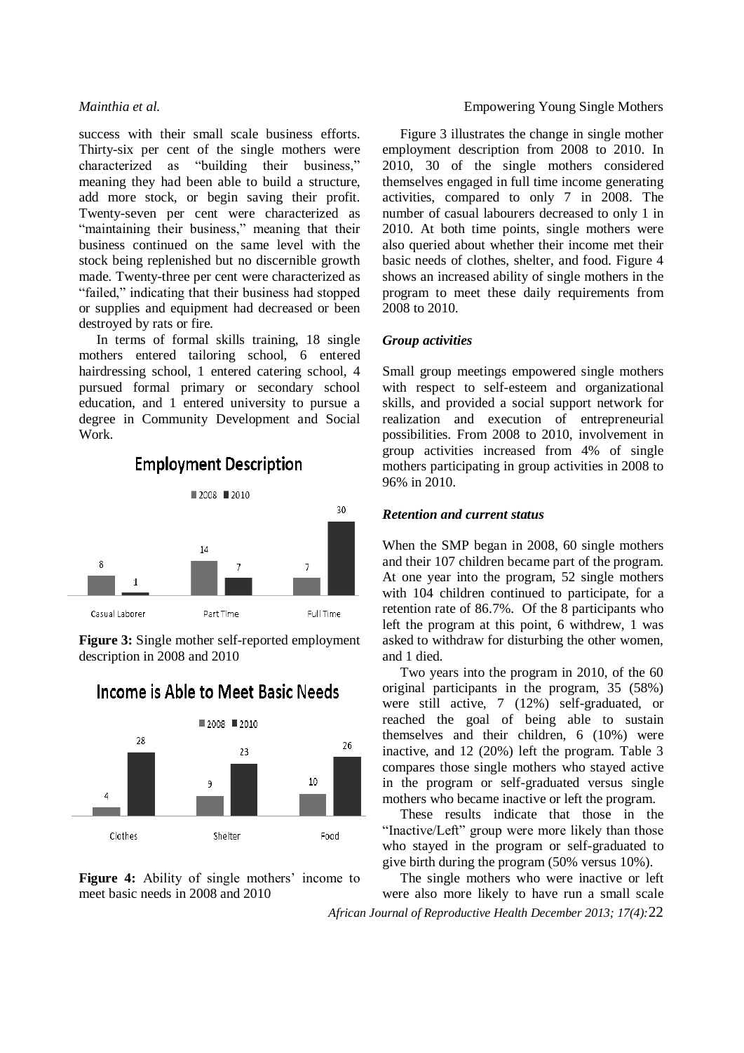success with their small scale business efforts. Thirty-six per cent of the single mothers were characterized as "building their business," meaning they had been able to build a structure, add more stock, or begin saving their profit. Twenty-seven per cent were characterized as "maintaining their business," meaning that their business continued on the same level with the stock being replenished but no discernible growth made. Twenty-three per cent were characterized as "failed," indicating that their business had stopped or supplies and equipment had decreased or been destroyed by rats or fire.

In terms of formal skills training, 18 single mothers entered tailoring school, 6 entered hairdressing school, 1 entered catering school, 4 pursued formal primary or secondary school education, and 1 entered university to pursue a degree in Community Development and Social Work.

Employment Description

2008 2010

Casual Laborer: 8, 1
Part Time: 14, 7
Full Time: 7, 30

**Figure 3:** Single mother self-reported employment description in 2008 and 2010

Income is Able to Meet Basic Needs

2008 2010

Clothes: 4, 28
Shelter: 9, 23
Food: 10, 26

**Figure 4:** Ability of single mothers' income to meet basic needs in 2008 and 2010

Figure 3 illustrates the change in single mother employment description from 2008 to 2010. In 2010, 30 of the single mothers considered themselves engaged in full time income generating activities, compared to only 7 in 2008. The number of casual labourers decreased to only 1 in 2010. At both time points, single mothers were also queried about whether their income met their basic needs of clothes, shelter, and food. Figure 4 shows an increased ability of single mothers in the program to meet these daily requirements from 2008 to 2010.

### *Group activities*

Small group meetings empowered single mothers with respect to self-esteem and organizational skills, and provided a social support network for realization and execution of entrepreneurial possibilities. From 2008 to 2010, involvement in group activities increased from 4% of single mothers participating in group activities in 2008 to 96% in 2010.

### *Retention and current status*

When the SMP began in 2008, 60 single mothers and their 107 children became part of the program. At one year into the program, 52 single mothers with 104 children continued to participate, for a retention rate of 86.7%. Of the 8 participants who left the program at this point, 6 withdrew, 1 was asked to withdraw for disturbing the other women, and 1 died.

Two years into the program in 2010, of the 60 original participants in the program, 35 (58%) were still active, 7 (12%) self-graduated, or reached the goal of being able to sustain themselves and their children, 6 (10%) were inactive, and 12 (20%) left the program. Table 3 compares those single mothers who stayed active in the program or self-graduated versus single mothers who became inactive or left the program.

These results indicate that those in the "Inactive/Left" group were more likely than those who stayed in the program or self-graduated to give birth during the program (50% versus 10%).

The single mothers who were inactive or left were also more likely to have run a small scale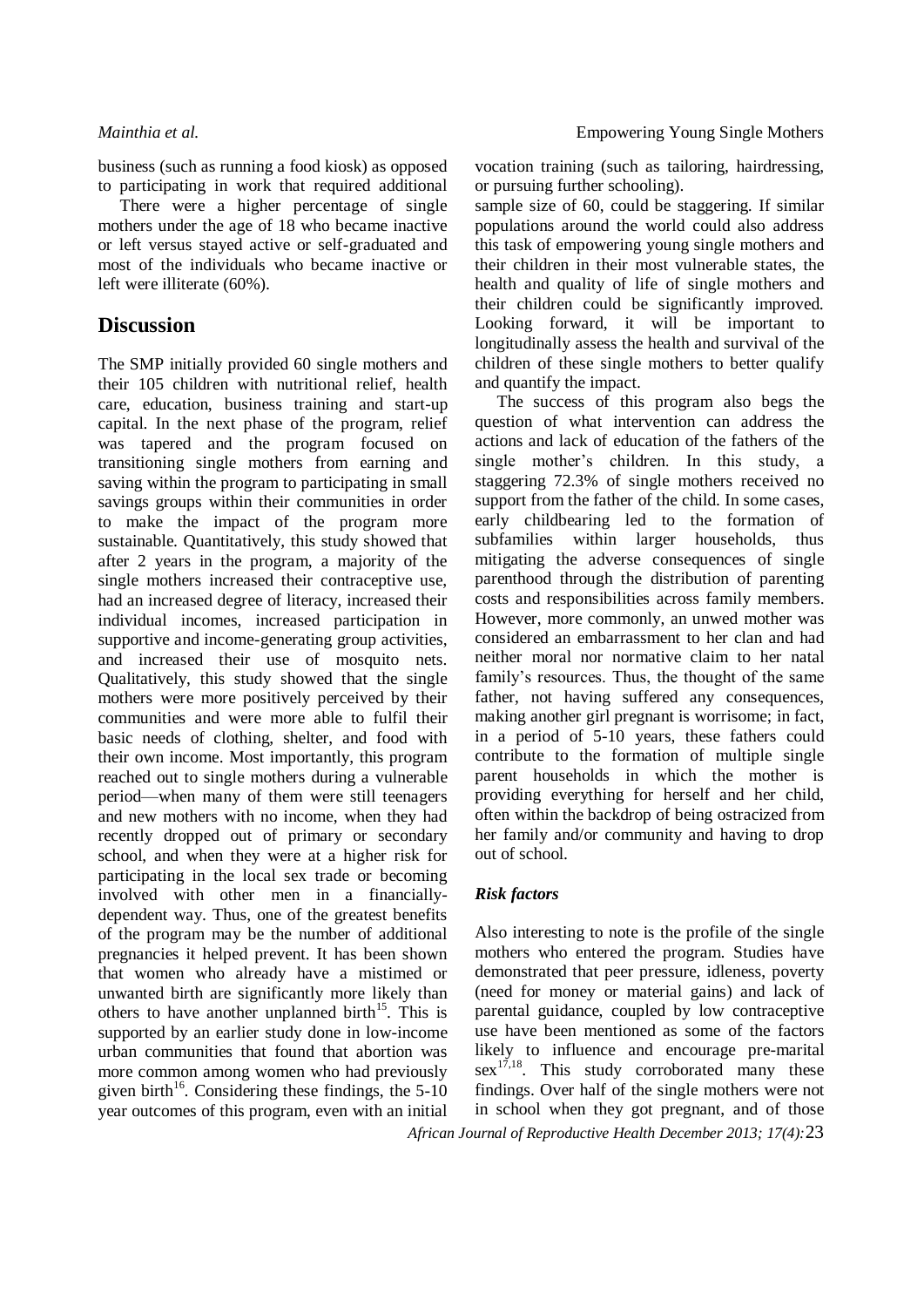business (such as running a food kiosk) as opposed to participating in work that required additional vocation training (such as tailoring, hairdressing, or pursuing further schooling).

There were a higher percentage of single mothers under the age of 18 who became inactive or left versus stayed active or self-graduated and most of the individuals who became inactive or left were illiterate (60%).

## Discussion

The SMP initially provided 60 single mothers and their 105 children with nutritional relief, health care, education, business training and start-up capital. In the next phase of the program, relief was tapered and the program focused on transitioning single mothers from earning and saving within the program to participating in small savings groups within their communities in order to make the impact of the program more sustainable. Quantitatively, this study showed that after 2 years in the program, a majority of the single mothers increased their contraceptive use, had an increased degree of literacy, increased their individual incomes, increased participation in supportive and income-generating group activities, and increased their use of mosquito nets. Qualitatively, this study showed that the single mothers were more positively perceived by their communities and were more able to fulfil their basic needs of clothing, shelter, and food with their own income. Most importantly, this program reached out to single mothers during a vulnerable period—when many of them were still teenagers and new mothers with no income, when they had recently dropped out of primary or secondary school, and when they were at a higher risk for participating in the local sex trade or becoming involved with other men in a financially-dependent way. Thus, one of the greatest benefits of the program may be the number of additional pregnancies it helped prevent. It has been shown that women who already have a mistimed or unwanted birth are significantly more likely than others to have another unplanned birth[15]. This is supported by an earlier study done in low-income urban communities that found that abortion was more common among women who had previously given birth[16]. Considering these findings, the 5-10 year outcomes of this program, even with an initial sample size of 60, could be staggering. If similar populations around the world could also address this task of empowering young single mothers and their children in their most vulnerable states, the health and quality of life of single mothers and their children could be significantly improved. Looking forward, it will be important to longitudinally assess the health and survival of the children of these single mothers to better qualify and quantify the impact.

The success of this program also begs the question of what intervention can address the actions and lack of education of the fathers of the single mother's children. In this study, a staggering 72.3% of single mothers received no support from the father of the child. In some cases, early childbearing led to the formation of subfamilies within larger households, thus mitigating the adverse consequences of single parenthood through the distribution of parenting costs and responsibilities across family members. However, more commonly, an unwed mother was considered an embarrassment to her clan and had neither moral nor normative claim to her natal family's resources. Thus, the thought of the same father, not having suffered any consequences, making another girl pregnant is worrisome; in fact, in a period of 5-10 years, these fathers could contribute to the formation of multiple single parent households in which the mother is providing everything for herself and her child, often within the backdrop of being ostracized from her family and/or community and having to drop out of school.

### *Risk factors*

Also interesting to note is the profile of the single mothers who entered the program. Studies have demonstrated that peer pressure, idleness, poverty (need for money or material gains) and lack of parental guidance, coupled by low contraceptive use have been mentioned as some of the factors likely to influence and encourage pre-marital sex[17,18]. This study corroborated many these findings. Over half of the single mothers were not in school when they got pregnant, and of those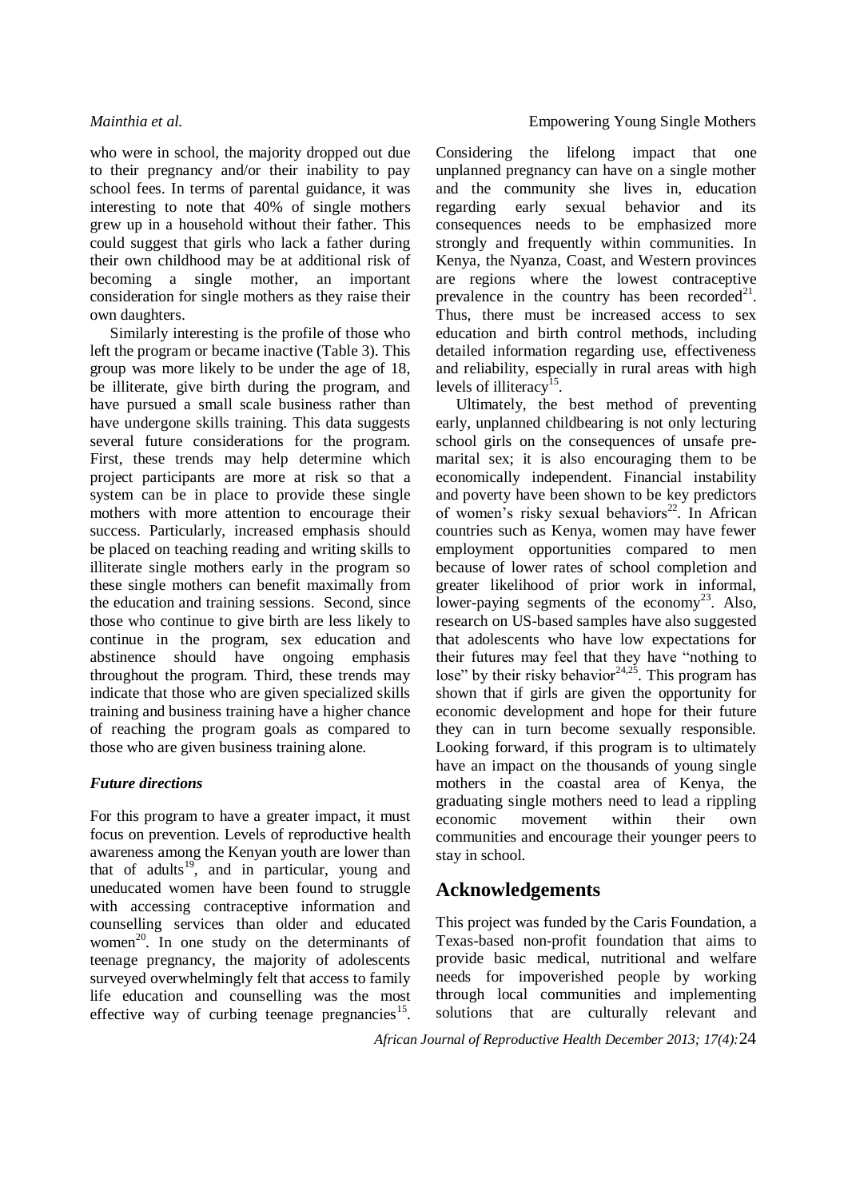who were in school, the majority dropped out due to their pregnancy and/or their inability to pay school fees. In terms of parental guidance, it was interesting to note that 40% of single mothers grew up in a household without their father. This could suggest that girls who lack a father during their own childhood may be at additional risk of becoming a single mother, an important consideration for single mothers as they raise their own daughters.

Similarly interesting is the profile of those who left the program or became inactive (Table 3). This group was more likely to be under the age of 18, be illiterate, give birth during the program, and have pursued a small scale business rather than have undergone skills training. This data suggests several future considerations for the program. First, these trends may help determine which project participants are more at risk so that a system can be in place to provide these single mothers with more attention to encourage their success. Particularly, increased emphasis should be placed on teaching reading and writing skills to illiterate single mothers early in the program so these single mothers can benefit maximally from the education and training sessions. Second, since those who continue to give birth are less likely to continue in the program, sex education and abstinence should have ongoing emphasis throughout the program. Third, these trends may indicate that those who are given specialized skills training and business training have a higher chance of reaching the program goals as compared to those who are given business training alone.

### *Future directions*

For this program to have a greater impact, it must focus on prevention. Levels of reproductive health awareness among the Kenyan youth are lower than that of adults[19], and in particular, young and uneducated women have been found to struggle with accessing contraceptive information and counselling services than older and educated women[20]. In one study on the determinants of teenage pregnancy, the majority of adolescents surveyed overwhelmingly felt that access to family life education and counselling was the most effective way of curbing teenage pregnancies[15]. Considering the lifelong impact that one unplanned pregnancy can have on a single mother and the community she lives in, education regarding early sexual behavior and its consequences needs to be emphasized more strongly and frequently within communities. In Kenya, the Nyanza, Coast, and Western provinces are regions where the lowest contraceptive prevalence in the country has been recorded[21]. Thus, there must be increased access to sex education and birth control methods, including detailed information regarding use, effectiveness and reliability, especially in rural areas with high levels of illiteracy[15].

Ultimately, the best method of preventing early, unplanned childbearing is not only lecturing school girls on the consequences of unsafe pre-marital sex; it is also encouraging them to be economically independent. Financial instability and poverty have been shown to be key predictors of women's risky sexual behaviors[22]. In African countries such as Kenya, women may have fewer employment opportunities compared to men because of lower rates of school completion and greater likelihood of prior work in informal, lower-paying segments of the economy[23]. Also, research on US-based samples have also suggested that adolescents who have low expectations for their futures may feel that they have "nothing to lose" by their risky behavior[24,25]. This program has shown that if girls are given the opportunity for economic development and hope for their future they can in turn become sexually responsible. Looking forward, if this program is to ultimately have an impact on the thousands of young single mothers in the coastal area of Kenya, the graduating single mothers need to lead a rippling economic movement within their own communities and encourage their younger peers to stay in school.

## Acknowledgements

This project was funded by the Caris Foundation, a Texas-based non-profit foundation that aims to provide basic medical, nutritional and welfare needs for impoverished people by working through local communities and implementing solutions that are culturally relevant and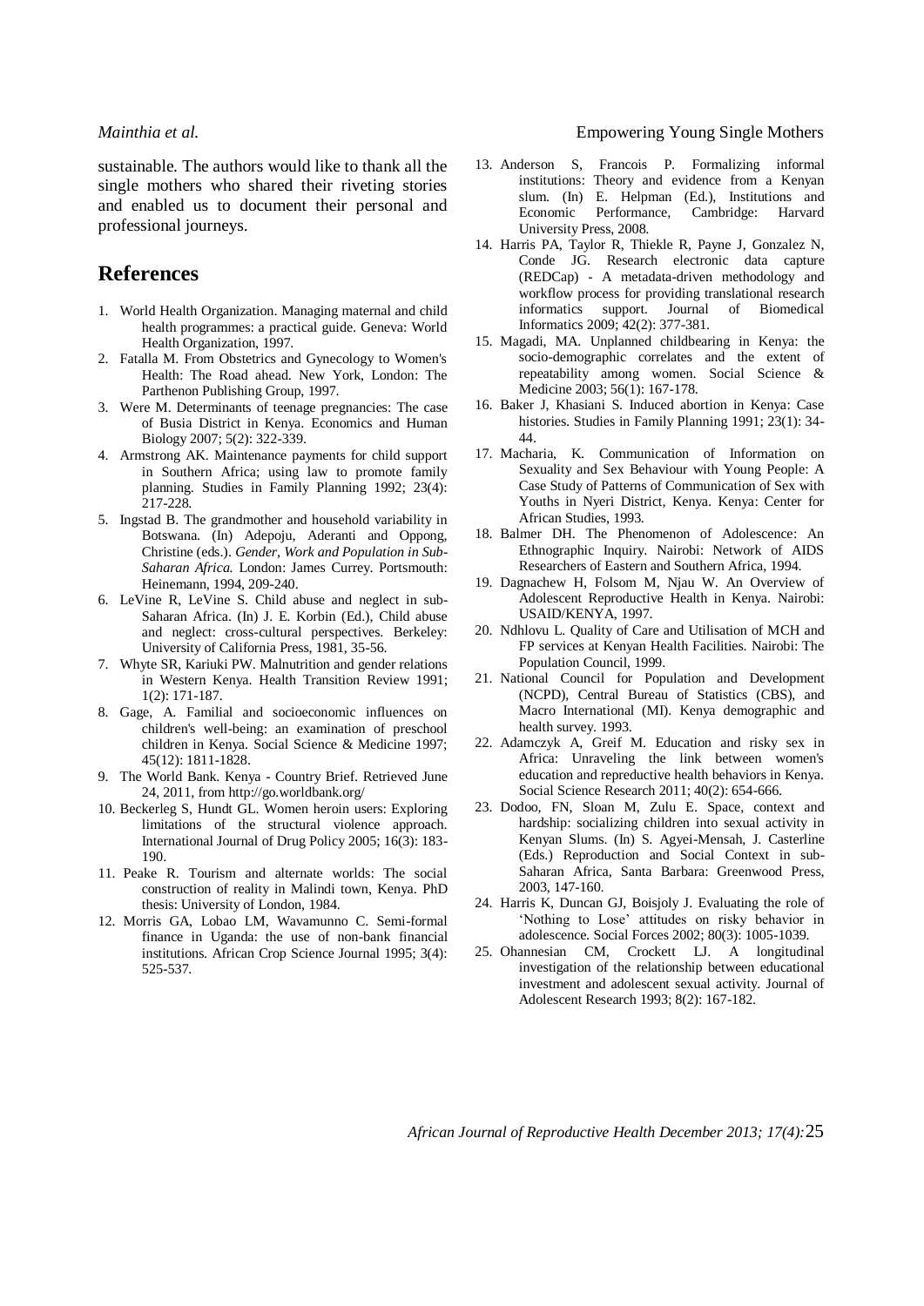sustainable. The authors would like to thank all the single mothers who shared their riveting stories and enabled us to document their personal and professional journeys.

## References

1. World Health Organization. Managing maternal and child health programmes: a practical guide. Geneva: World Health Organization, 1997.
2. Fatalla M. From Obstetrics and Gynecology to Women's Health: The Road ahead. New York, London: The Parthenon Publishing Group, 1997.
3. Were M. Determinants of teenage pregnancies: The case of Busia District in Kenya. Economics and Human Biology 2007; 5(2): 322-339.
4. Armstrong AK. Maintenance payments for child support in Southern Africa; using law to promote family planning. Studies in Family Planning 1992; 23(4): 217-228.
5. Ingstad B. The grandmother and household variability in Botswana. (In) Adepoju, Aderanti and Oppong, Christine (eds.). *Gender, Work and Population in Sub-Saharan Africa.* London: James Currey. Portsmouth: Heinemann, 1994, 209-240.
6. LeVine R, LeVine S. Child abuse and neglect in sub-Saharan Africa. (In) J. E. Korbin (Ed.), Child abuse and neglect: cross-cultural perspectives. Berkeley: University of California Press, 1981, 35-56.
7. Whyte SR, Kariuki PW. Malnutrition and gender relations in Western Kenya. Health Transition Review 1991; 1(2): 171-187.
8. Gage, A. Familial and socioeconomic influences on children's well-being: an examination of preschool children in Kenya. Social Science & Medicine 1997; 45(12): 1811-1828.
9. The World Bank. Kenya - Country Brief. Retrieved June 24, 2011, from http://go.worldbank.org/
10. Beckerleg S, Hundt GL. Women heroin users: Exploring limitations of the structural violence approach. International Journal of Drug Policy 2005; 16(3): 183-190.
11. Peake R. Tourism and alternate worlds: The social construction of reality in Malindi town, Kenya. PhD thesis: University of London, 1984.
12. Morris GA, Lobao LM, Wavamunno C. Semi-formal finance in Uganda: the use of non-bank financial institutions. African Crop Science Journal 1995; 3(4): 525-537.
13. Anderson S, Francois P. Formalizing informal institutions: Theory and evidence from a Kenyan slum. (In) E. Helpman (Ed.), Institutions and Economic Performance, Cambridge: Harvard University Press, 2008.
14. Harris PA, Taylor R, Thiekle R, Payne J, Gonzalez N, Conde JG. Research electronic data capture (REDCap) - A metadata-driven methodology and workflow process for providing translational research informatics support. Journal of Biomedical Informatics 2009; 42(2): 377-381.
15. Magadi, MA. Unplanned childbearing in Kenya: the socio-demographic correlates and the extent of repeatability among women. Social Science & Medicine 2003; 56(1): 167-178.
16. Baker J, Khasiani S. Induced abortion in Kenya: Case histories. Studies in Family Planning 1991; 23(1): 34-44.
17. Macharia, K. Communication of Information on Sexuality and Sex Behaviour with Young People: A Case Study of Patterns of Communication of Sex with Youths in Nyeri District, Kenya. Kenya: Center for African Studies, 1993.
18. Balmer DH. The Phenomenon of Adolescence: An Ethnographic Inquiry. Nairobi: Network of AIDS Researchers of Eastern and Southern Africa, 1994.
19. Dagnachew H, Folsom M, Njau W. An Overview of Adolescent Reproductive Health in Kenya. Nairobi: USAID/KENYA, 1997.
20. Ndhlovu L. Quality of Care and Utilisation of MCH and FP services at Kenyan Health Facilities. Nairobi: The Population Council, 1999.
21. National Council for Population and Development (NCPD), Central Bureau of Statistics (CBS), and Macro International (MI). Kenya demographic and health survey. 1993.
22. Adamczyk A, Greif M. Education and risky sex in Africa: Unraveling the link between women's education and repreductive health behaviors in Kenya. Social Science Research 2011; 40(2): 654-666.
23. Dodoo, FN, Sloan M, Zulu E. Space, context and hardship: socializing children into sexual activity in Kenyan Slums. (In) S. Agyei-Mensah, J. Casterline (Eds.) Reproduction and Social Context in sub-Saharan Africa, Santa Barbara: Greenwood Press, 2003, 147-160.
24. Harris K, Duncan GJ, Boisjoly J. Evaluating the role of 'Nothing to Lose' attitudes on risky behavior in adolescence. Social Forces 2002; 80(3): 1005-1039.
25. Ohannesian CM, Crockett LJ. A longitudinal investigation of the relationship between educational investment and adolescent sexual activity. Journal of Adolescent Research 1993; 8(2): 167-182.